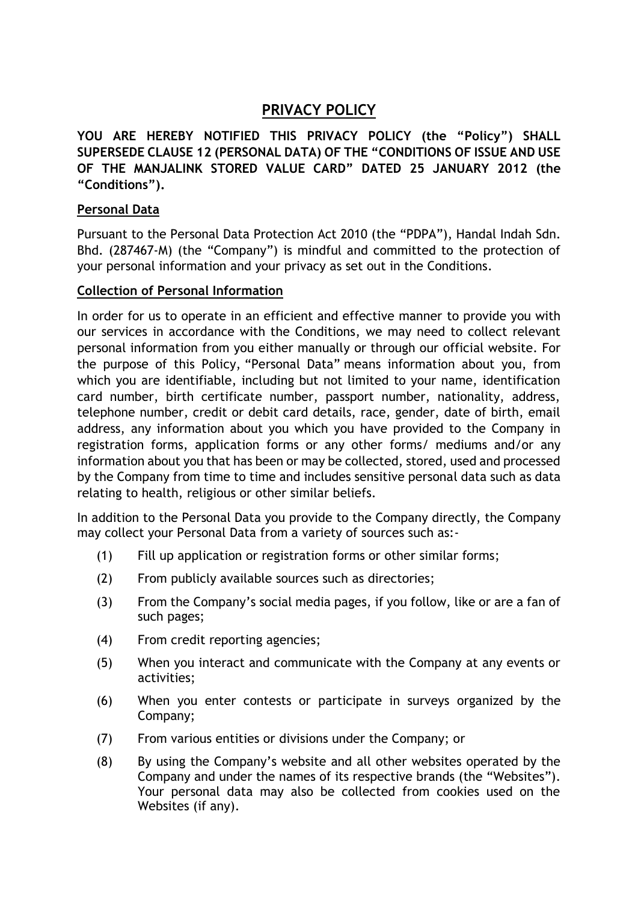# PRIVACY POLICY

**YOU ARE HEREBY NOTIFIED THIS PRIVACY POLICY (the "Policy") SHALL SUPERSEDE CLAUSE 12 (PERSONAL DATA) OF THE "CONDITIONS OF ISSUE AND USE OF THE MANJALINK STORED VALUE CARD" DATED 25 JANUARY 2012 (the "Conditions").**

## Personal Data

Pursuant to the Personal Data Protection Act 2010 (the "PDPA"), Handal Indah Sdn. Bhd. (287467-M) (the "Company") is mindful and committed to the protection of your personal information and your privacy as set out in the Conditions.

## Collection of Personal Information

In order for us to operate in an efficient and effective manner to provide you with our services in accordance with the Conditions, we may need to collect relevant personal information from you either manually or through our official website. For the purpose of this Policy, "Personal Data" means information about you, from which you are identifiable, including but not limited to your name, identification card number, birth certificate number, passport number, nationality, address, telephone number, credit or debit card details, race, gender, date of birth, email address, any information about you which you have provided to the Company in registration forms, application forms or any other forms/ mediums and/or any information about you that has been or may be collected, stored, used and processed by the Company from time to time and includes sensitive personal data such as data relating to health, religious or other similar beliefs.

In addition to the Personal Data you provide to the Company directly, the Company may collect your Personal Data from a variety of sources such as:-

(1) Fill up application or registration forms or other similar forms;

(2) From publicly available sources such as directories;

(3) From the Company's social media pages, if you follow, like or are a fan of such pages;

(4) From credit reporting agencies;

(5) When you interact and communicate with the Company at any events or activities;

(6) When you enter contests or participate in surveys organized by the Company;

(7) From various entities or divisions under the Company; or

(8) By using the Company's website and all other websites operated by the Company and under the names of its respective brands (the "Websites"). Your personal data may also be collected from cookies used on the Websites (if any).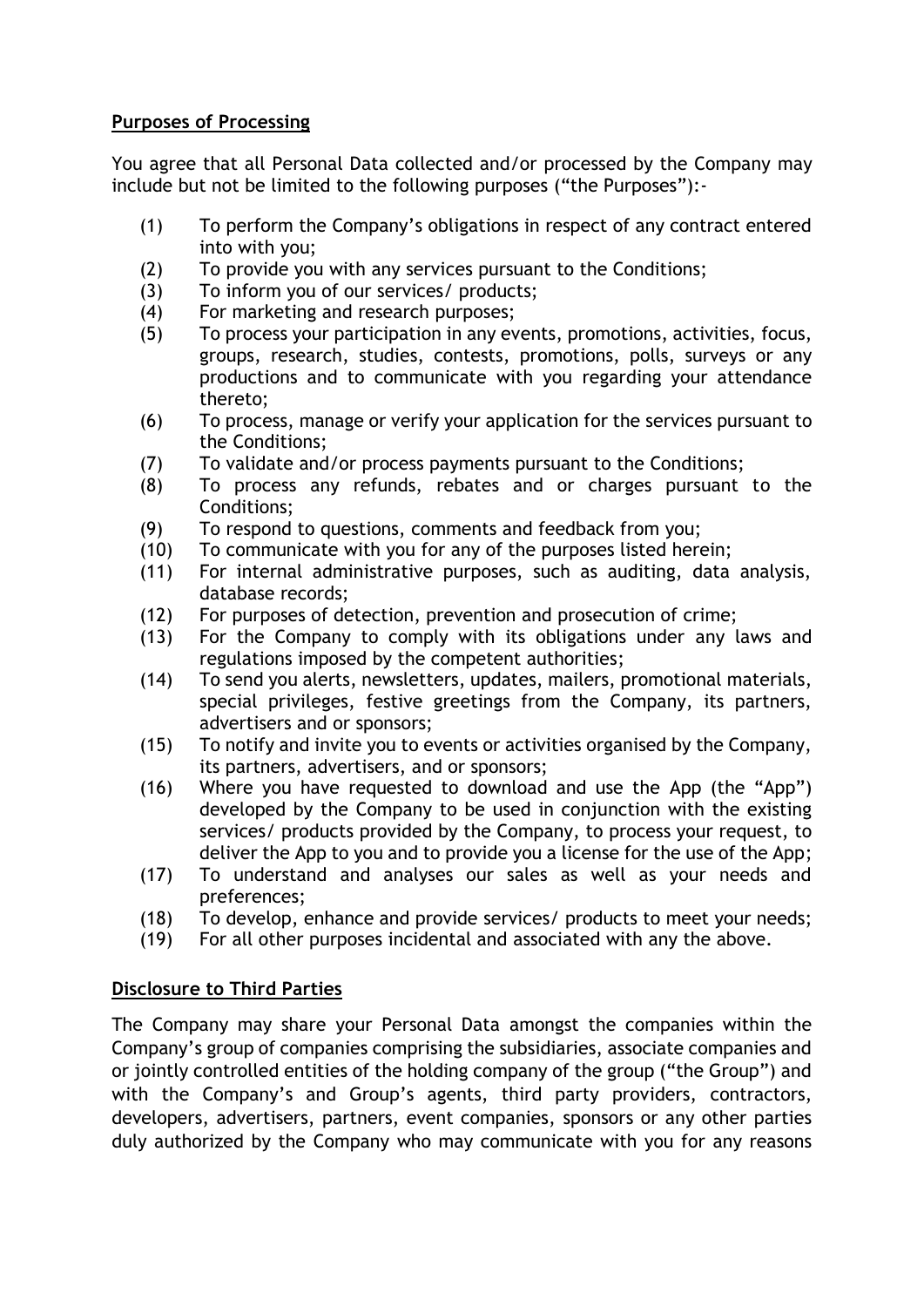## Purposes of Processing

You agree that all Personal Data collected and/or processed by the Company may include but not be limited to the following purposes ("the Purposes"):-

(1) To perform the Company's obligations in respect of any contract entered into with you;
(2) To provide you with any services pursuant to the Conditions;
(3) To inform you of our services/ products;
(4) For marketing and research purposes;
(5) To process your participation in any events, promotions, activities, focus, groups, research, studies, contests, promotions, polls, surveys or any productions and to communicate with you regarding your attendance thereto;
(6) To process, manage or verify your application for the services pursuant to the Conditions;
(7) To validate and/or process payments pursuant to the Conditions;
(8) To process any refunds, rebates and or charges pursuant to the Conditions;
(9) To respond to questions, comments and feedback from you;
(10) To communicate with you for any of the purposes listed herein;
(11) For internal administrative purposes, such as auditing, data analysis, database records;
(12) For purposes of detection, prevention and prosecution of crime;
(13) For the Company to comply with its obligations under any laws and regulations imposed by the competent authorities;
(14) To send you alerts, newsletters, updates, mailers, promotional materials, special privileges, festive greetings from the Company, its partners, advertisers and or sponsors;
(15) To notify and invite you to events or activities organised by the Company, its partners, advertisers, and or sponsors;
(16) Where you have requested to download and use the App (the "App") developed by the Company to be used in conjunction with the existing services/ products provided by the Company, to process your request, to deliver the App to you and to provide you a license for the use of the App;
(17) To understand and analyses our sales as well as your needs and preferences;
(18) To develop, enhance and provide services/ products to meet your needs;
(19) For all other purposes incidental and associated with any the above.

## Disclosure to Third Parties

The Company may share your Personal Data amongst the companies within the Company's group of companies comprising the subsidiaries, associate companies and or jointly controlled entities of the holding company of the group ("the Group") and with the Company's and Group's agents, third party providers, contractors, developers, advertisers, partners, event companies, sponsors or any other parties duly authorized by the Company who may communicate with you for any reasons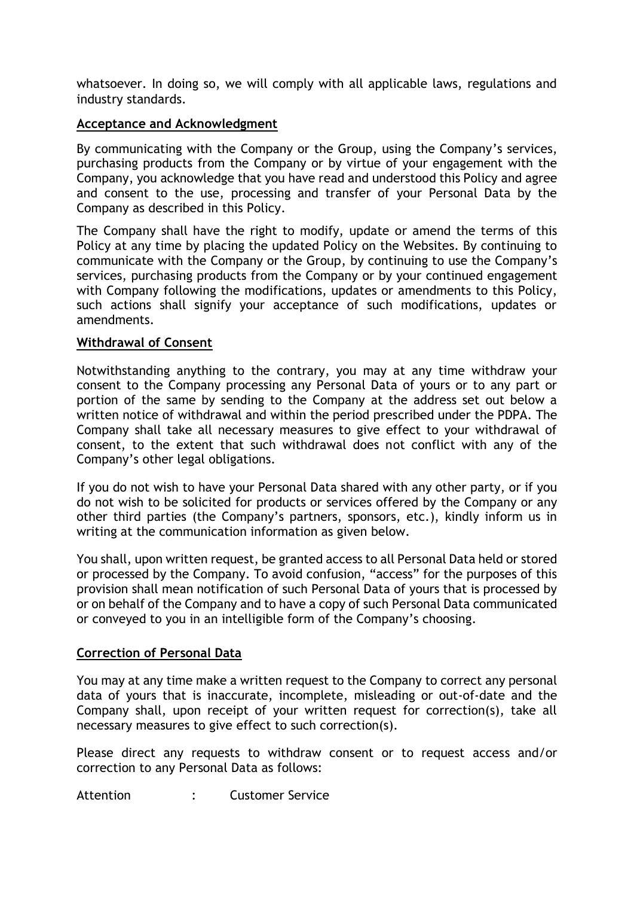whatsoever. In doing so, we will comply with all applicable laws, regulations and industry standards.

**Acceptance and Acknowledgment**

By communicating with the Company or the Group, using the Company's services, purchasing products from the Company or by virtue of your engagement with the Company, you acknowledge that you have read and understood this Policy and agree and consent to the use, processing and transfer of your Personal Data by the Company as described in this Policy.

The Company shall have the right to modify, update or amend the terms of this Policy at any time by placing the updated Policy on the Websites. By continuing to communicate with the Company or the Group, by continuing to use the Company's services, purchasing products from the Company or by your continued engagement with Company following the modifications, updates or amendments to this Policy, such actions shall signify your acceptance of such modifications, updates or amendments.

**Withdrawal of Consent**

Notwithstanding anything to the contrary, you may at any time withdraw your consent to the Company processing any Personal Data of yours or to any part or portion of the same by sending to the Company at the address set out below a written notice of withdrawal and within the period prescribed under the PDPA. The Company shall take all necessary measures to give effect to your withdrawal of consent, to the extent that such withdrawal does not conflict with any of the Company's other legal obligations.

If you do not wish to have your Personal Data shared with any other party, or if you do not wish to be solicited for products or services offered by the Company or any other third parties (the Company's partners, sponsors, etc.), kindly inform us in writing at the communication information as given below.

You shall, upon written request, be granted access to all Personal Data held or stored or processed by the Company. To avoid confusion, "access" for the purposes of this provision shall mean notification of such Personal Data of yours that is processed by or on behalf of the Company and to have a copy of such Personal Data communicated or conveyed to you in an intelligible form of the Company's choosing.

**Correction of Personal Data**

You may at any time make a written request to the Company to correct any personal data of yours that is inaccurate, incomplete, misleading or out-of-date and the Company shall, upon receipt of your written request for correction(s), take all necessary measures to give effect to such correction(s).

Please direct any requests to withdraw consent or to request access and/or correction to any Personal Data as follows:

Attention : Customer Service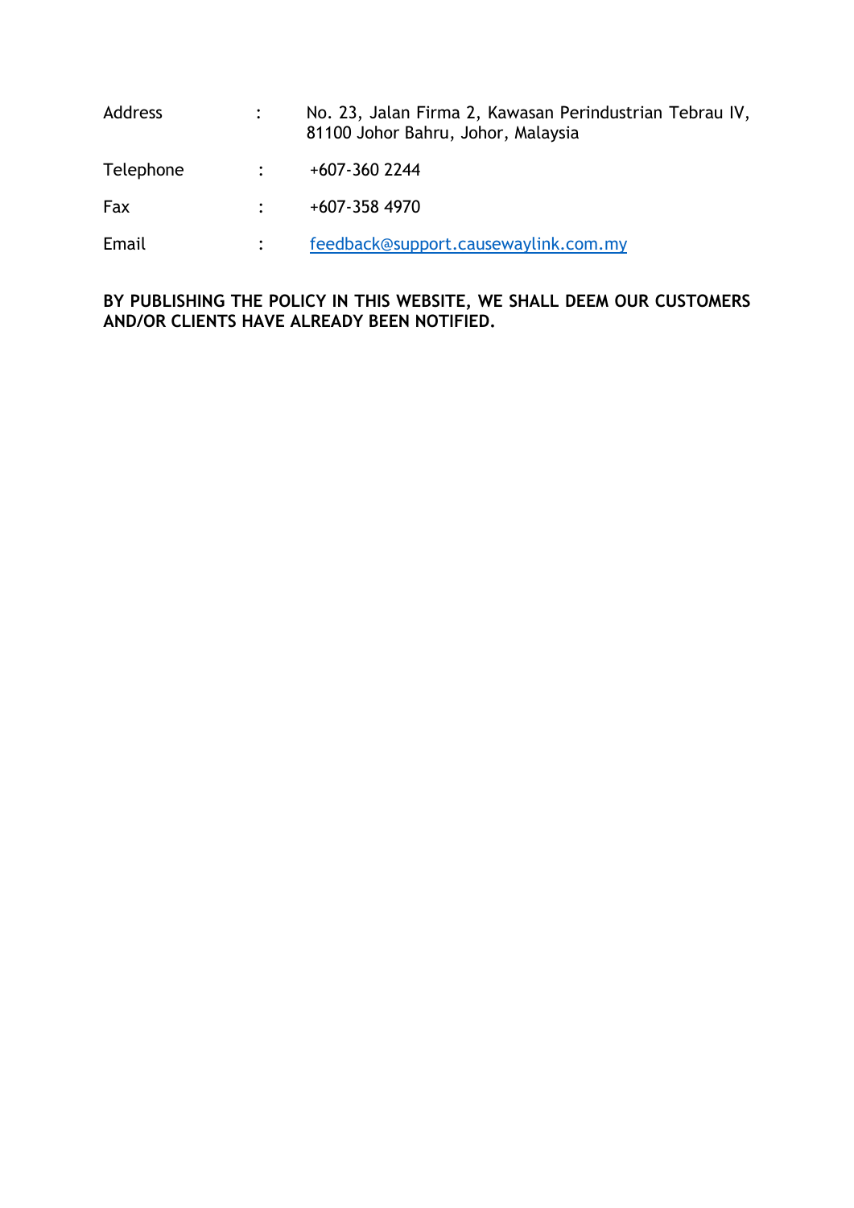| | | |
|---|---|---|
| Address | : | No. 23, Jalan Firma 2, Kawasan Perindustrian Tebrau IV, 81100 Johor Bahru, Johor, Malaysia |
| Telephone | : | +607-360 2244 |
| Fax | : | +607-358 4970 |
| Email | : | feedback@support.causewaylink.com.my |

**BY PUBLISHING THE POLICY IN THIS WEBSITE, WE SHALL DEEM OUR CUSTOMERS AND/OR CLIENTS HAVE ALREADY BEEN NOTIFIED.**